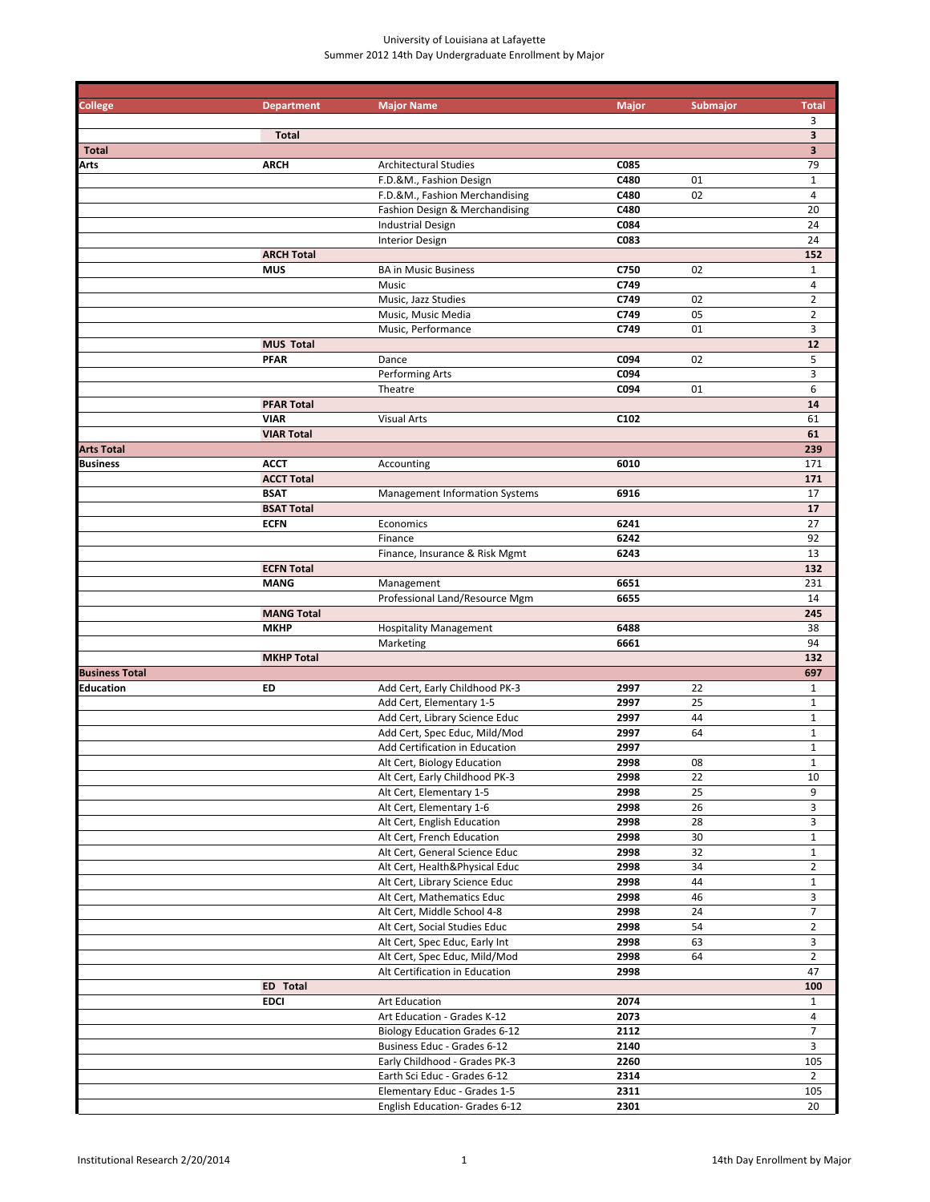University of Louisiana at Lafayette
Summer 2012 14th Day Undergraduate Enrollment by Major

| College | Department | Major Name | Major | Submajor | Total |
|---|---|---|---|---|---|
| | | | | | 3 |
| | **Total** | | | | **3** |
| **Total** | | | | | **3** |
| **Arts** | **ARCH** | Architectural Studies | **C085** | | 79 |
| | | F.D.&M., Fashion Design | **C480** | 01 | 1 |
| | | F.D.&M., Fashion Merchandising | **C480** | 02 | 4 |
| | | Fashion Design & Merchandising | **C480** | | 20 |
| | | Industrial Design | **C084** | | 24 |
| | | Interior Design | **C083** | | 24 |
| | **ARCH Total** | | | | **152** |
| | **MUS** | BA in Music Business | **C750** | 02 | 1 |
| | | Music | **C749** | | 4 |
| | | Music, Jazz Studies | **C749** | 02 | 2 |
| | | Music, Music Media | **C749** | 05 | 2 |
| | | Music, Performance | **C749** | 01 | 3 |
| | **MUS Total** | | | | **12** |
| | **PFAR** | Dance | **C094** | 02 | 5 |
| | | Performing Arts | **C094** | | 3 |
| | | Theatre | **C094** | 01 | 6 |
| | **PFAR Total** | | | | **14** |
| | **VIAR** | Visual Arts | **C102** | | 61 |
| | **VIAR Total** | | | | **61** |
| **Arts Total** | | | | | **239** |
| **Business** | **ACCT** | Accounting | **6010** | | 171 |
| | **ACCT Total** | | | | **171** |
| | **BSAT** | Management Information Systems | **6916** | | 17 |
| | **BSAT Total** | | | | **17** |
| | **ECFN** | Economics | **6241** | | 27 |
| | | Finance | **6242** | | 92 |
| | | Finance, Insurance & Risk Mgmt | **6243** | | 13 |
| | **ECFN Total** | | | | **132** |
| | **MANG** | Management | **6651** | | 231 |
| | | Professional Land/Resource Mgm | **6655** | | 14 |
| | **MANG Total** | | | | **245** |
| | **MKHP** | Hospitality Management | **6488** | | 38 |
| | | Marketing | **6661** | | 94 |
| | **MKHP Total** | | | | **132** |
| **Business Total** | | | | | **697** |
| **Education** | **ED** | Add Cert, Early Childhood PK-3 | **2997** | 22 | 1 |
| | | Add Cert, Elementary 1-5 | **2997** | 25 | 1 |
| | | Add Cert, Library Science Educ | **2997** | 44 | 1 |
| | | Add Cert, Spec Educ, Mild/Mod | **2997** | 64 | 1 |
| | | Add Certification in Education | **2997** | | 1 |
| | | Alt Cert, Biology Education | **2998** | 08 | 1 |
| | | Alt Cert, Early Childhood PK-3 | **2998** | 22 | 10 |
| | | Alt Cert, Elementary 1-5 | **2998** | 25 | 9 |
| | | Alt Cert, Elementary 1-6 | **2998** | 26 | 3 |
| | | Alt Cert, English Education | **2998** | 28 | 3 |
| | | Alt Cert, French Education | **2998** | 30 | 1 |
| | | Alt Cert, General Science Educ | **2998** | 32 | 1 |
| | | Alt Cert, Health&Physical Educ | **2998** | 34 | 2 |
| | | Alt Cert, Library Science Educ | **2998** | 44 | 1 |
| | | Alt Cert, Mathematics Educ | **2998** | 46 | 3 |
| | | Alt Cert, Middle School 4-8 | **2998** | 24 | 7 |
| | | Alt Cert, Social Studies Educ | **2998** | 54 | 2 |
| | | Alt Cert, Spec Educ, Early Int | **2998** | 63 | 3 |
| | | Alt Cert, Spec Educ, Mild/Mod | **2998** | 64 | 2 |
| | | Alt Certification in Education | **2998** | | 47 |
| | **ED Total** | | | | **100** |
| | **EDCI** | Art Education | **2074** | | 1 |
| | | Art Education - Grades K-12 | **2073** | | 4 |
| | | Biology Education Grades 6-12 | **2112** | | 7 |
| | | Business Educ - Grades 6-12 | **2140** | | 3 |
| | | Early Childhood - Grades PK-3 | **2260** | | 105 |
| | | Earth Sci Educ - Grades 6-12 | **2314** | | 2 |
| | | Elementary Educ - Grades 1-5 | **2311** | | 105 |
| | | English Education- Grades 6-12 | **2301** | | 20 |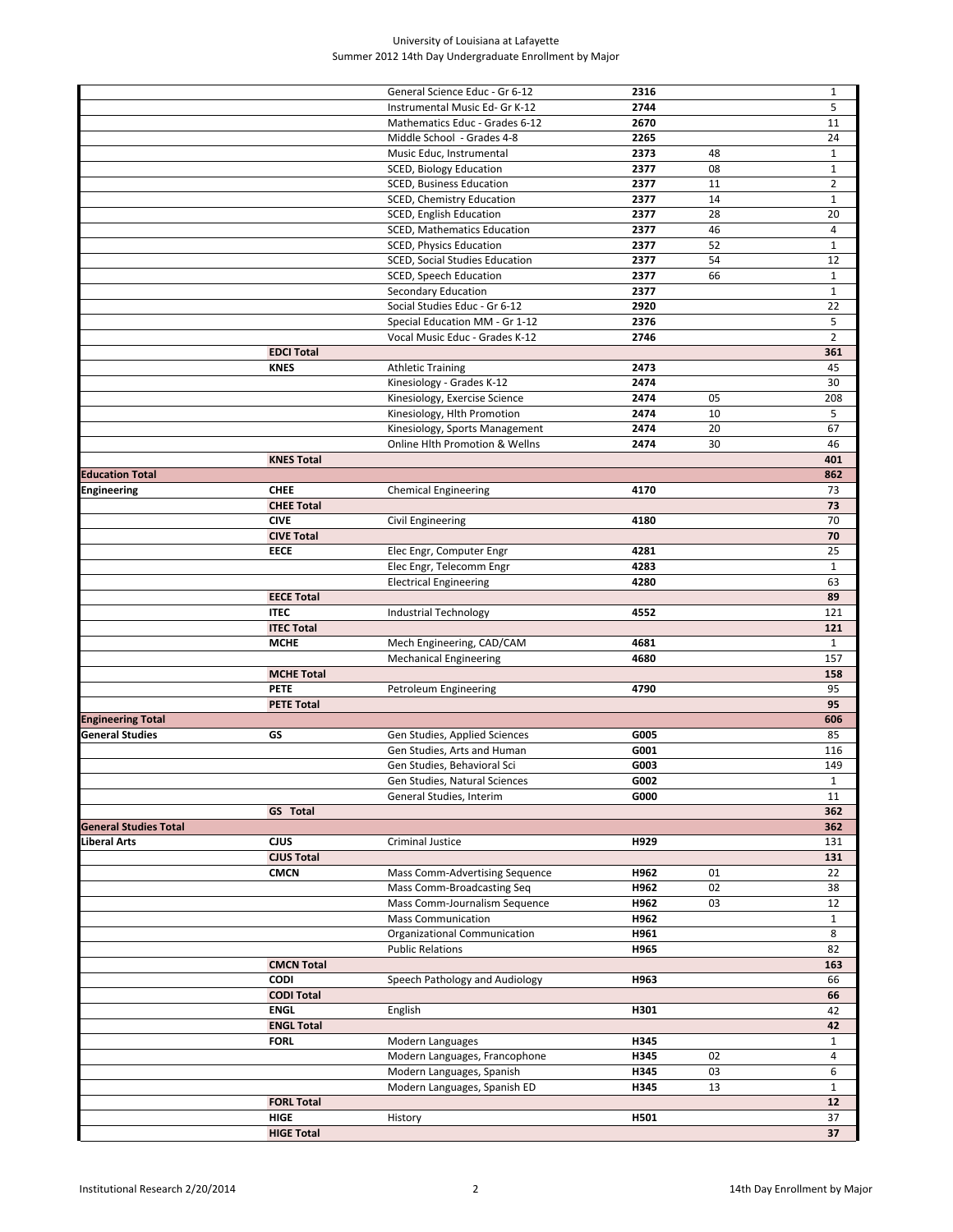University of Louisiana at Lafayette
Summer 2012 14th Day Undergraduate Enrollment by Major

| College | Department | Major | Code | Concentration | Count |
|---|---|---|---|---|---|
| | | General Science Educ - Gr 6-12 | 2316 | | 1 |
| | | Instrumental Music Ed- Gr K-12 | 2744 | | 5 |
| | | Mathematics Educ - Grades 6-12 | 2670 | | 11 |
| | | Middle School - Grades 4-8 | 2265 | | 24 |
| | | Music Educ, Instrumental | 2373 | 48 | 1 |
| | | SCED, Biology Education | 2377 | 08 | 1 |
| | | SCED, Business Education | 2377 | 11 | 2 |
| | | SCED, Chemistry Education | 2377 | 14 | 1 |
| | | SCED, English Education | 2377 | 28 | 20 |
| | | SCED, Mathematics Education | 2377 | 46 | 4 |
| | | SCED, Physics Education | 2377 | 52 | 1 |
| | | SCED, Social Studies Education | 2377 | 54 | 12 |
| | | SCED, Speech Education | 2377 | 66 | 1 |
| | | Secondary Education | 2377 | | 1 |
| | | Social Studies Educ - Gr 6-12 | 2920 | | 22 |
| | | Special Education MM - Gr 1-12 | 2376 | | 5 |
| | | Vocal Music Educ - Grades K-12 | 2746 | | 2 |
| | **EDCI Total** | | | | **361** |
| | **KNES** | Athletic Training | 2473 | | 45 |
| | | Kinesiology - Grades K-12 | 2474 | | 30 |
| | | Kinesiology, Exercise Science | 2474 | 05 | 208 |
| | | Kinesiology, Hlth Promotion | 2474 | 10 | 5 |
| | | Kinesiology, Sports Management | 2474 | 20 | 67 |
| | | Online Hlth Promotion & Wellns | 2474 | 30 | 46 |
| | **KNES Total** | | | | **401** |
| **Education Total** | | | | | **862** |
| **Engineering** | **CHEE** | Chemical Engineering | 4170 | | 73 |
| | **CHEE Total** | | | | **73** |
| | **CIVE** | Civil Engineering | 4180 | | 70 |
| | **CIVE Total** | | | | **70** |
| | **EECE** | Elec Engr, Computer Engr | 4281 | | 25 |
| | | Elec Engr, Telecomm Engr | 4283 | | 1 |
| | | Electrical Engineering | 4280 | | 63 |
| | **EECE Total** | | | | **89** |
| | **ITEC** | Industrial Technology | 4552 | | 121 |
| | **ITEC Total** | | | | **121** |
| | **MCHE** | Mech Engineering, CAD/CAM | 4681 | | 1 |
| | | Mechanical Engineering | 4680 | | 157 |
| | **MCHE Total** | | | | **158** |
| | **PETE** | Petroleum Engineering | 4790 | | 95 |
| | **PETE Total** | | | | **95** |
| **Engineering Total** | | | | | **606** |
| **General Studies** | **GS** | Gen Studies, Applied Sciences | G005 | | 85 |
| | | Gen Studies, Arts and Human | G001 | | 116 |
| | | Gen Studies, Behavioral Sci | G003 | | 149 |
| | | Gen Studies, Natural Sciences | G002 | | 1 |
| | | General Studies, Interim | G000 | | 11 |
| | **GS Total** | | | | **362** |
| **General Studies Total** | | | | | **362** |
| **Liberal Arts** | **CJUS** | Criminal Justice | H929 | | 131 |
| | **CJUS Total** | | | | **131** |
| | **CMCN** | Mass Comm-Advertising Sequence | H962 | 01 | 22 |
| | | Mass Comm-Broadcasting Seq | H962 | 02 | 38 |
| | | Mass Comm-Journalism Sequence | H962 | 03 | 12 |
| | | Mass Communication | H962 | | 1 |
| | | Organizational Communication | H961 | | 8 |
| | | Public Relations | H965 | | 82 |
| | **CMCN Total** | | | | **163** |
| | **CODI** | Speech Pathology and Audiology | H963 | | 66 |
| | **CODI Total** | | | | **66** |
| | **ENGL** | English | H301 | | 42 |
| | **ENGL Total** | | | | **42** |
| | **FORL** | Modern Languages | H345 | | 1 |
| | | Modern Languages, Francophone | H345 | 02 | 4 |
| | | Modern Languages, Spanish | H345 | 03 | 6 |
| | | Modern Languages, Spanish ED | H345 | 13 | 1 |
| | **FORL Total** | | | | **12** |
| | **HIGE** | History | H501 | | 37 |
| | **HIGE Total** | | | | **37** |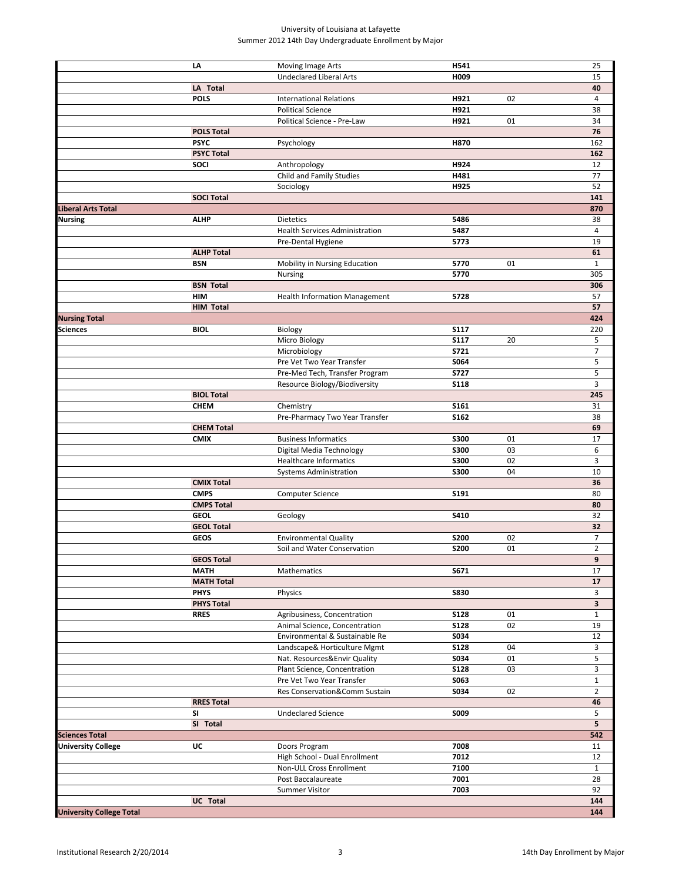| College | Dept | Major | Code | Conc | Count |
|---|---|---|---|---|---|
| | LA | Moving Image Arts | H541 | | 25 |
| | | Undeclared Liberal Arts | H009 | | 15 |
| | **LA Total** | | | | **40** |
| | **POLS** | International Relations | H921 | 02 | 4 |
| | | Political Science | H921 | | 38 |
| | | Political Science - Pre-Law | H921 | 01 | 34 |
| | **POLS Total** | | | | **76** |
| | **PSYC** | Psychology | H870 | | 162 |
| | **PSYC Total** | | | | **162** |
| | **SOCI** | Anthropology | H924 | | 12 |
| | | Child and Family Studies | H481 | | 77 |
| | | Sociology | H925 | | 52 |
| | **SOCI Total** | | | | **141** |
| **Liberal Arts Total** | | | | | **870** |
| **Nursing** | **ALHP** | Dietetics | 5486 | | 38 |
| | | Health Services Administration | 5487 | | 4 |
| | | Pre-Dental Hygiene | 5773 | | 19 |
| | **ALHP Total** | | | | **61** |
| | **BSN** | Mobility in Nursing Education | 5770 | 01 | 1 |
| | | Nursing | 5770 | | 305 |
| | **BSN Total** | | | | **306** |
| | **HIM** | Health Information Management | 5728 | | 57 |
| | **HIM Total** | | | | **57** |
| **Nursing Total** | | | | | **424** |
| **Sciences** | **BIOL** | Biology | S117 | | 220 |
| | | Micro Biology | S117 | 20 | 5 |
| | | Microbiology | S721 | | 7 |
| | | Pre Vet Two Year Transfer | S064 | | 5 |
| | | Pre-Med Tech, Transfer Program | S727 | | 5 |
| | | Resource Biology/Biodiversity | S118 | | 3 |
| | **BIOL Total** | | | | **245** |
| | **CHEM** | Chemistry | S161 | | 31 |
| | | Pre-Pharmacy Two Year Transfer | S162 | | 38 |
| | **CHEM Total** | | | | **69** |
| | **CMIX** | Business Informatics | S300 | 01 | 17 |
| | | Digital Media Technology | S300 | 03 | 6 |
| | | Healthcare Informatics | S300 | 02 | 3 |
| | | Systems Administration | S300 | 04 | 10 |
| | **CMIX Total** | | | | **36** |
| | **CMPS** | Computer Science | S191 | | 80 |
| | **CMPS Total** | | | | **80** |
| | **GEOL** | Geology | S410 | | 32 |
| | **GEOL Total** | | | | **32** |
| | **GEOS** | Environmental Quality | S200 | 02 | 7 |
| | | Soil and Water Conservation | S200 | 01 | 2 |
| | **GEOS Total** | | | | **9** |
| | **MATH** | Mathematics | S671 | | 17 |
| | **MATH Total** | | | | **17** |
| | **PHYS** | Physics | S830 | | 3 |
| | **PHYS Total** | | | | **3** |
| | **RRES** | Agribusiness, Concentration | S128 | 01 | 1 |
| | | Animal Science, Concentration | S128 | 02 | 19 |
| | | Environmental & Sustainable Re | S034 | | 12 |
| | | Landscape& Horticulture Mgmt | S128 | 04 | 3 |
| | | Nat. Resources&Envir Quality | S034 | 01 | 5 |
| | | Plant Science, Concentration | S128 | 03 | 3 |
| | | Pre Vet Two Year Transfer | S063 | | 1 |
| | | Res Conservation&Comm Sustain | S034 | 02 | 2 |
| | **RRES Total** | | | | **46** |
| | **SI** | Undeclared Science | S009 | | 5 |
| | **SI Total** | | | | **5** |
| **Sciences Total** | | | | | **542** |
| **University College** | **UC** | Doors Program | 7008 | | 11 |
| | | High School - Dual Enrollment | 7012 | | 12 |
| | | Non-ULL Cross Enrollment | 7100 | | 1 |
| | | Post Baccalaureate | 7001 | | 28 |
| | | Summer Visitor | 7003 | | 92 |
| | **UC Total** | | | | **144** |
| **University College Total** | | | | | **144** |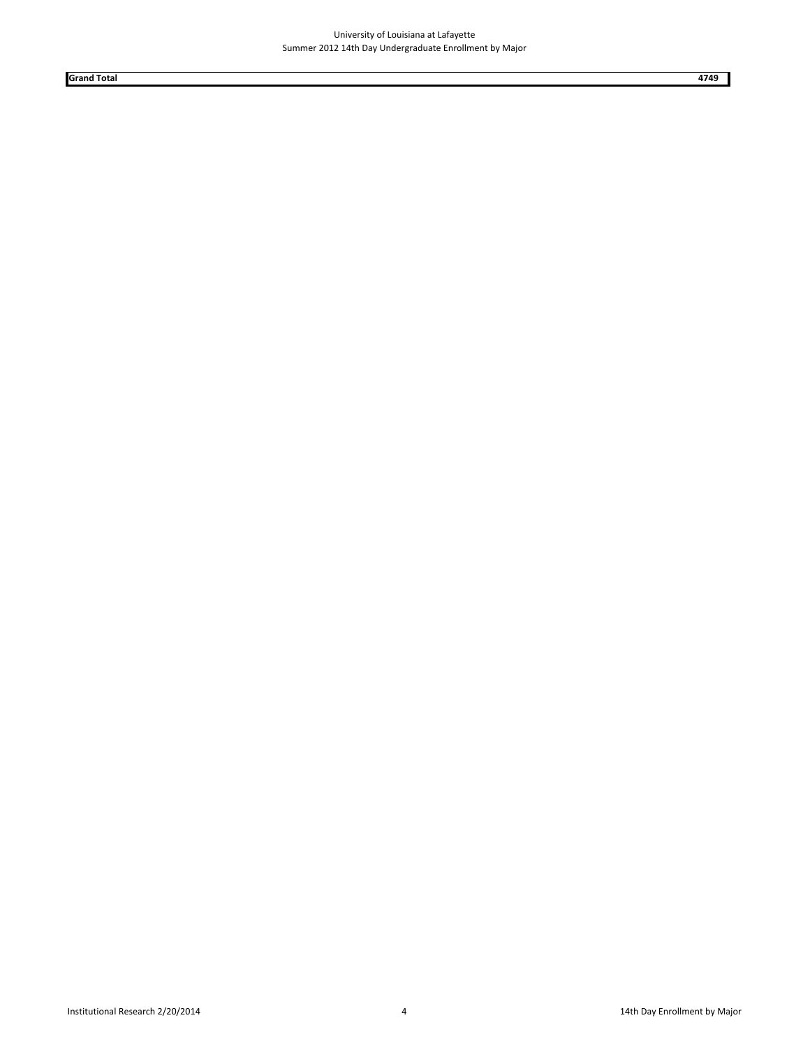| Grand Total | 4749 |
| --- | --- |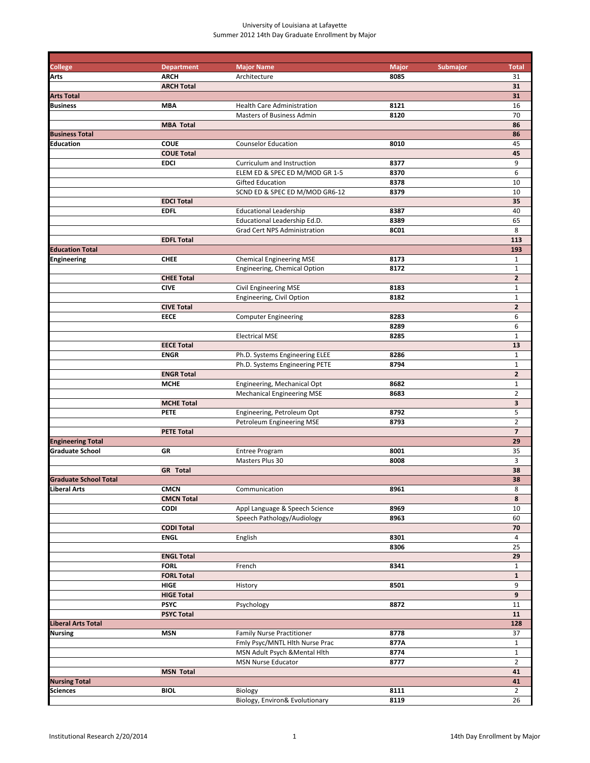University of Louisiana at Lafayette
Summer 2012 14th Day Graduate Enrollment by Major

| College | Department | Major Name | Major | Submajor | Total |
|---|---|---|---|---|---|
| Arts | ARCH | Architecture | 8085 | | 31 |
| | **ARCH Total** | | | | **31** |
| **Arts Total** | | | | | **31** |
| Business | MBA | Health Care Administration | 8121 | | 16 |
| | | Masters of Business Admin | 8120 | | 70 |
| | **MBA Total** | | | | **86** |
| **Business Total** | | | | | **86** |
| Education | COUE | Counselor Education | 8010 | | 45 |
| | **COUE Total** | | | | **45** |
| | EDCI | Curriculum and Instruction | 8377 | | 9 |
| | | ELEM ED & SPEC ED M/MOD GR 1-5 | 8370 | | 6 |
| | | Gifted Education | 8378 | | 10 |
| | | SCND ED & SPEC ED M/MOD GR6-12 | 8379 | | 10 |
| | **EDCI Total** | | | | **35** |
| | EDFL | Educational Leadership | 8387 | | 40 |
| | | Educational Leadership Ed.D. | 8389 | | 65 |
| | | Grad Cert NPS Administration | 8C01 | | 8 |
| | **EDFL Total** | | | | **113** |
| **Education Total** | | | | | **193** |
| Engineering | CHEE | Chemical Engineering MSE | 8173 | | 1 |
| | | Engineering, Chemical Option | 8172 | | 1 |
| | **CHEE Total** | | | | **2** |
| | CIVE | Civil Engineering MSE | 8183 | | 1 |
| | | Engineering, Civil Option | 8182 | | 1 |
| | **CIVE Total** | | | | **2** |
| | EECE | Computer Engineering | 8283 | | 6 |
| | | | 8289 | | 6 |
| | | Electrical MSE | 8285 | | 1 |
| | **EECE Total** | | | | **13** |
| | ENGR | Ph.D. Systems Engineering ELEE | 8286 | | 1 |
| | | Ph.D. Systems Engineering PETE | 8794 | | 1 |
| | **ENGR Total** | | | | **2** |
| | MCHE | Engineering, Mechanical Opt | 8682 | | 1 |
| | | Mechanical Engineering MSE | 8683 | | 2 |
| | **MCHE Total** | | | | **3** |
| | PETE | Engineering, Petroleum Opt | 8792 | | 5 |
| | | Petroleum Engineering MSE | 8793 | | 2 |
| | **PETE Total** | | | | **7** |
| **Engineering Total** | | | | | **29** |
| Graduate School | GR | Entree Program | 8001 | | 35 |
| | | Masters Plus 30 | 8008 | | 3 |
| | **GR Total** | | | | **38** |
| **Graduate School Total** | | | | | **38** |
| Liberal Arts | CMCN | Communication | 8961 | | 8 |
| | **CMCN Total** | | | | **8** |
| | CODI | Appl Language & Speech Science | 8969 | | 10 |
| | | Speech Pathology/Audiology | 8963 | | 60 |
| | **CODI Total** | | | | **70** |
| | ENGL | English | 8301 | | 4 |
| | | | 8306 | | 25 |
| | **ENGL Total** | | | | **29** |
| | FORL | French | 8341 | | 1 |
| | **FORL Total** | | | | **1** |
| | HIGE | History | 8501 | | 9 |
| | **HIGE Total** | | | | **9** |
| | PSYC | Psychology | 8872 | | 11 |
| | **PSYC Total** | | | | **11** |
| **Liberal Arts Total** | | | | | **128** |
| Nursing | MSN | Family Nurse Practitioner | 8778 | | 37 |
| | | Fmly Psyc/MNTL Hlth Nurse Prac | 877A | | 1 |
| | | MSN Adult Psych &Mental Hlth | 8774 | | 1 |
| | | MSN Nurse Educator | 8777 | | 2 |
| | **MSN Total** | | | | **41** |
| **Nursing Total** | | | | | **41** |
| Sciences | BIOL | Biology | 8111 | | 2 |
| | | Biology, Environ& Evolutionary | 8119 | | 26 |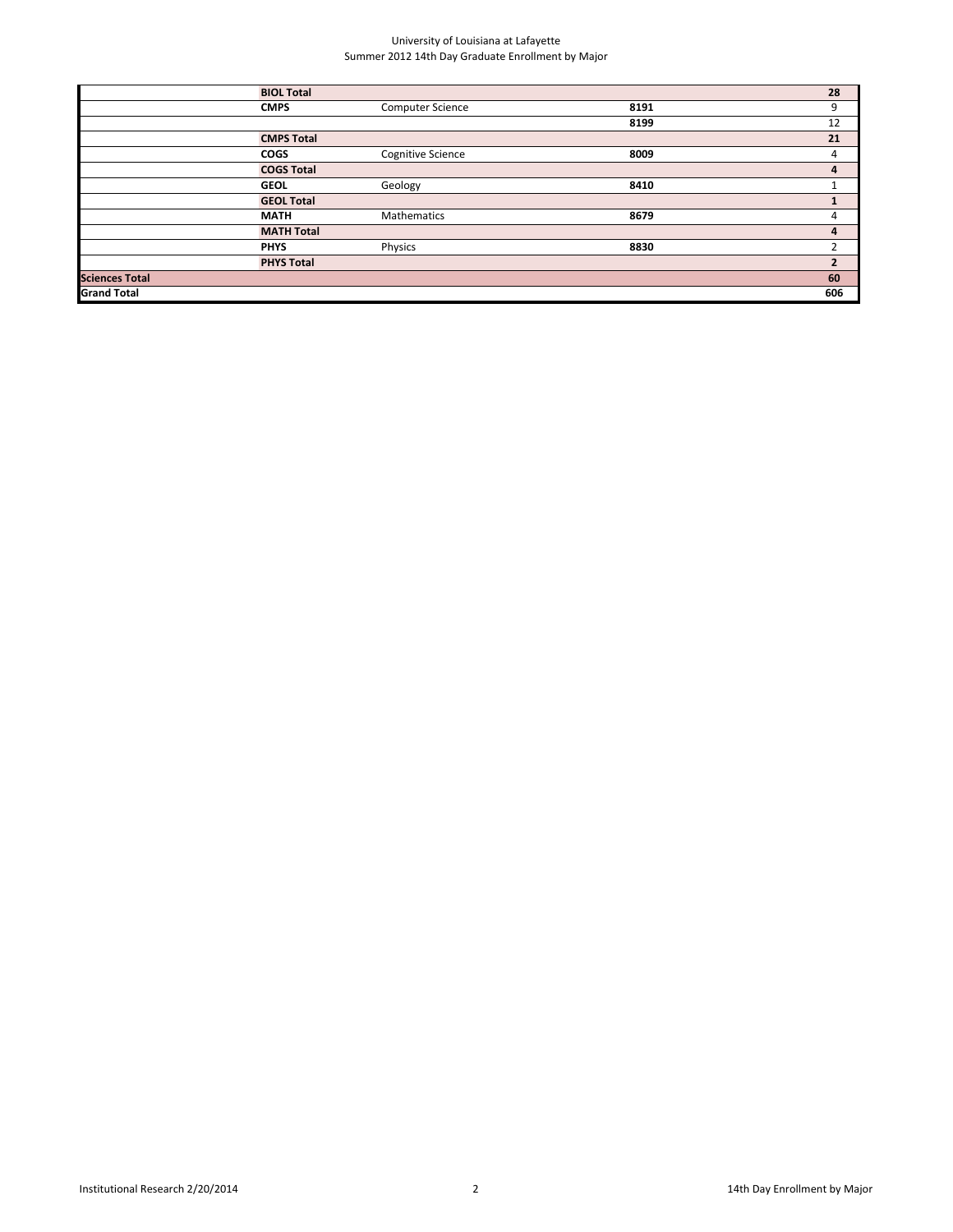University of Louisiana at Lafayette
Summer 2012 14th Day Graduate Enrollment by Major

| | | | | |
|---|---|---|---|---|
| | **BIOL Total** | | | **28** |
| | **CMPS** | Computer Science | **8191** | 9 |
| | | | **8199** | 12 |
| | **CMPS Total** | | | **21** |
| | **COGS** | Cognitive Science | **8009** | 4 |
| | **COGS Total** | | | **4** |
| | **GEOL** | Geology | **8410** | 1 |
| | **GEOL Total** | | | **1** |
| | **MATH** | Mathematics | **8679** | 4 |
| | **MATH Total** | | | **4** |
| | **PHYS** | Physics | **8830** | 2 |
| | **PHYS Total** | | | **2** |
| **Sciences Total** | | | | **60** |
| **Grand Total** | | | | **606** |

Institutional Research 2/20/2014 | 14th Day Enrollment by Major